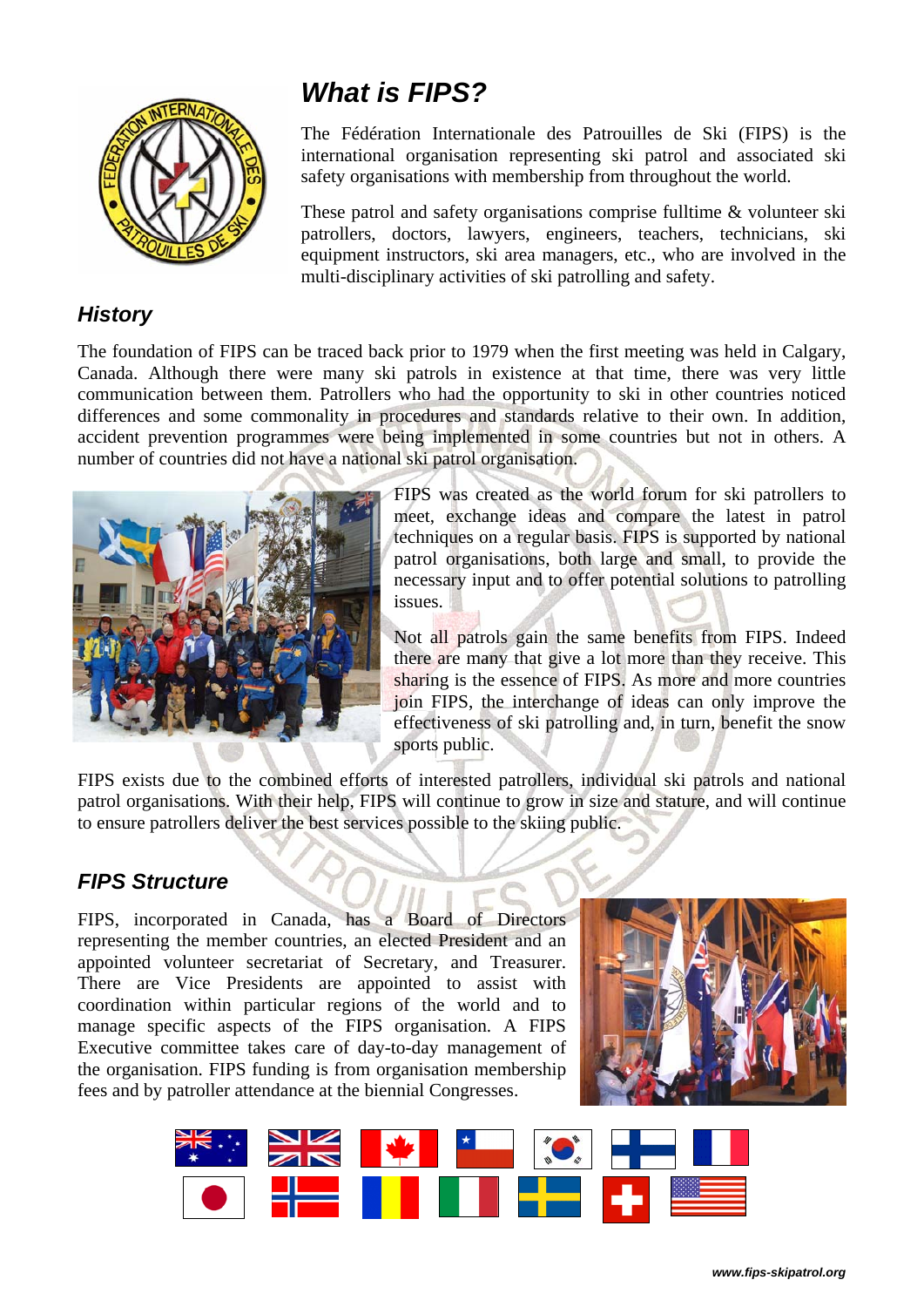## *What is FIPS?*

The Fédération Internationale des Patrouilles de Ski (FIPS) is the international organisation representing ski patrol and associated ski safety organisations with membership from throughout the world.

These patrol and safety organisations comprise fulltime & volunteer ski patrollers, doctors, lawyers, engineers, teachers, technicians, ski equipment instructors, ski area managers, etc., who are involved in the multi-disciplinary activities of ski patrolling and safety.

## *History*

The foundation of FIPS can be traced back prior to 1979 when the first meeting was held in Calgary, Canada. Although there were many ski patrols in existence at that time, there was very little communication between them. Patrollers who had the opportunity to ski in other countries noticed differences and some commonality in procedures and standards relative to their own. In addition, accident prevention programmes were being implemented in some countries but not in others. A number of countries did not have a national ski patrol organisation.

FIPS was created as the world forum for ski patrollers to meet, exchange ideas and compare the latest in patrol techniques on a regular basis. FIPS is supported by national patrol organisations, both large and small, to provide the necessary input and to offer potential solutions to patrolling issues.

Not all patrols gain the same benefits from FIPS. Indeed there are many that give a lot more than they receive. This sharing is the essence of FIPS. As more and more countries join FIPS, the interchange of ideas can only improve the effectiveness of ski patrolling and, in turn, benefit the snow sports public.

FIPS exists due to the combined efforts of interested patrollers, individual ski patrols and national patrol organisations. With their help, FIPS will continue to grow in size and stature, and will continue to ensure patrollers deliver the best services possible to the skiing public.

## *FIPS Structure*

FIPS, incorporated in Canada, has a Board of Directors representing the member countries, an elected President and an appointed volunteer secretariat of Secretary, and Treasurer. There are Vice Presidents are appointed to assist with coordination within particular regions of the world and to manage specific aspects of the FIPS organisation. A FIPS Executive committee takes care of day-to-day management of the organisation. FIPS funding is from organisation membership fees and by patroller attendance at the biennial Congresses.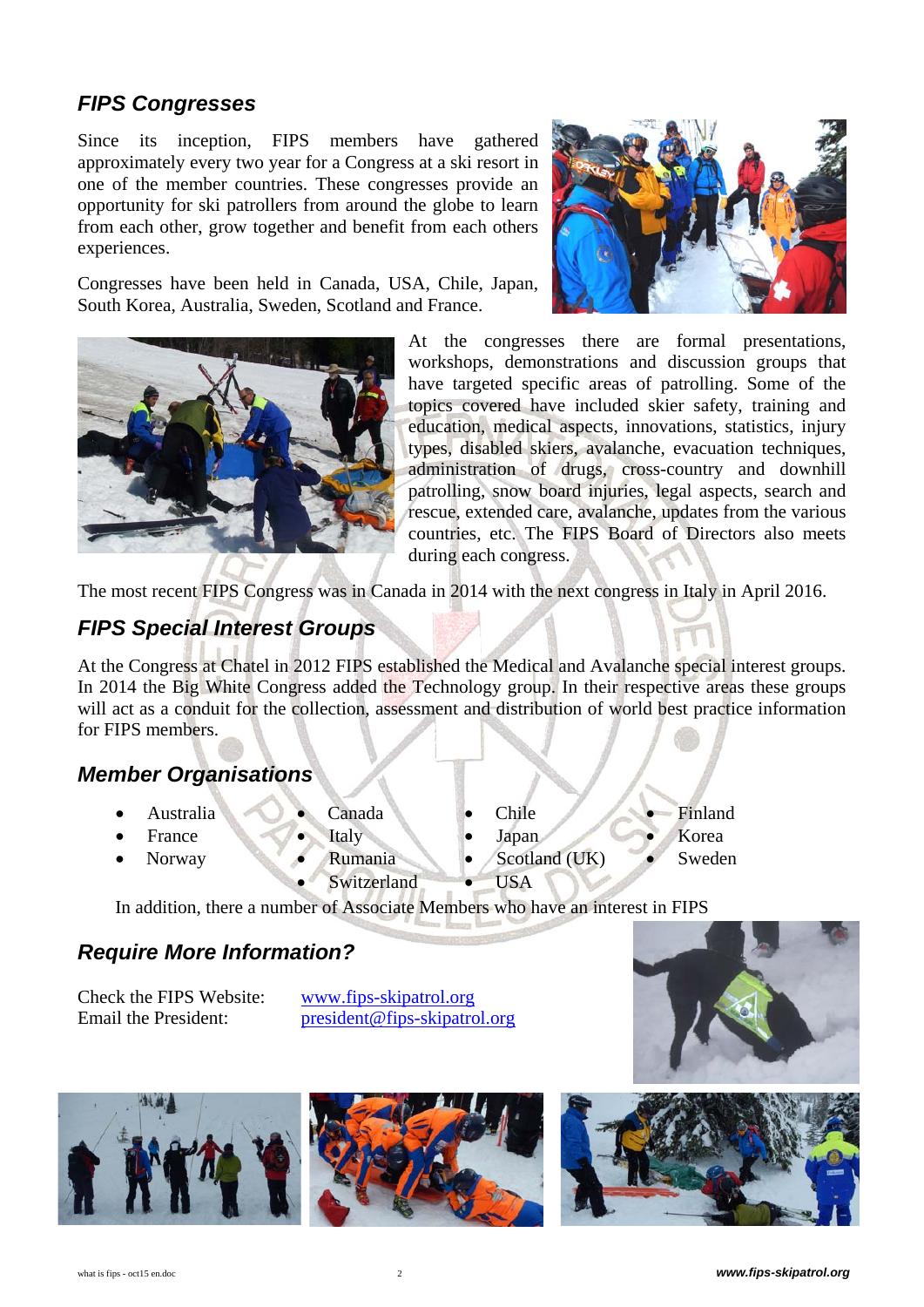## *FIPS Congresses*

Since its inception, FIPS members have gathered approximately every two year for a Congress at a ski resort in one of the member countries. These congresses provide an opportunity for ski patrollers from around the globe to learn from each other, grow together and benefit from each others experiences.

Congresses have been held in Canada, USA, Chile, Japan, South Korea, Australia, Sweden, Scotland and France.

At the congresses there are formal presentations, workshops, demonstrations and discussion groups that have targeted specific areas of patrolling. Some of the topics covered have included skier safety, training and education, medical aspects, innovations, statistics, injury types, disabled skiers, avalanche, evacuation techniques, administration of drugs, cross-country and downhill patrolling, snow board injuries, legal aspects, search and rescue, extended care, avalanche, updates from the various countries, etc. The FIPS Board of Directors also meets during each congress.

The most recent FIPS Congress was in Canada in 2014 with the next congress in Italy in April 2016.

## *FIPS Special Interest Groups*

At the Congress at Chatel in 2012 FIPS established the Medical and Avalanche special interest groups. In 2014 the Big White Congress added the Technology group. In their respective areas these groups will act as a conduit for the collection, assessment and distribution of world best practice information for FIPS members.

## *Member Organisations*

- Australia
- France
- Norway
- Canada
- Italy
- Rumania
- Switzerland
- Chile
- Japan
- Scotland (UK)
- USA
- Finland
- Korea
- Sweden

In addition, there a number of Associate Members who have an interest in FIPS

## *Require More Information?*

Check the FIPS Website: www.fips-skipatrol.org
Email the President: president@fips-skipatrol.org